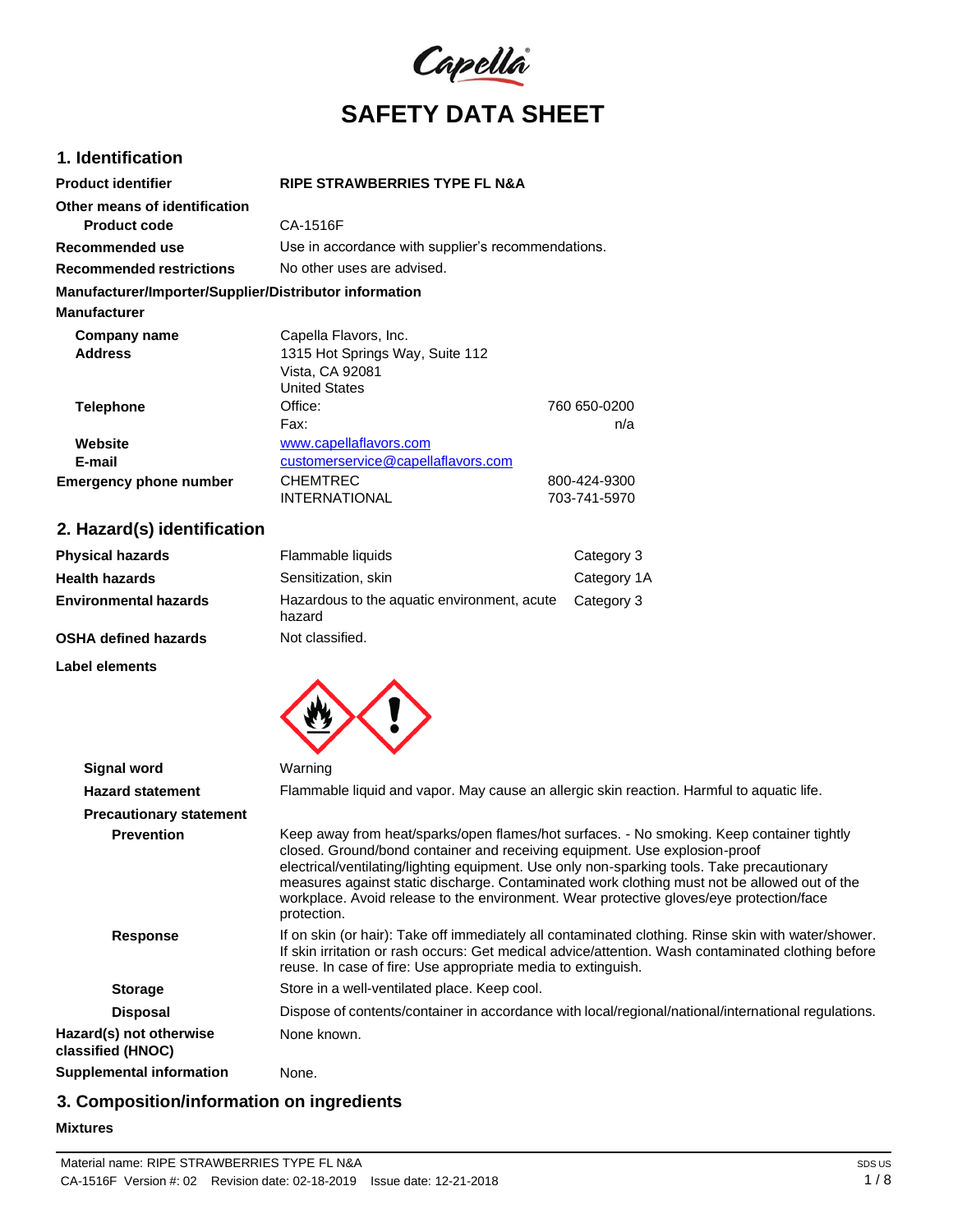Capella

# SAFETY DATA SHEET

## 1. Identification

| | | |
|---|---|---|
| **Product identifier** | **RIPE STRAWBERRIES TYPE FL N&A** | |
| **Other means of identification** | | |
| **Product code** | CA-1516F | |
| **Recommended use** | Use in accordance with supplier's recommendations. | |
| **Recommended restrictions** | No other uses are advised. | |

**Manufacturer/Importer/Supplier/Distributor information**

**Manufacturer**

| | | |
|---|---|---|
| **Company name** | Capella Flavors, Inc. | |
| **Address** | 1315 Hot Springs Way, Suite 112<br>Vista, CA 92081<br>United States | |
| **Telephone** | Office: | 760 650-0200 |
| | Fax: | n/a |
| **Website** | www.capellaflavors.com | |
| **E-mail** | customerservice@capellaflavors.com | |
| **Emergency phone number** | CHEMTREC | 800-424-9300 |
| | INTERNATIONAL | 703-741-5970 |

## 2. Hazard(s) identification

| | | |
|---|---|---|
| **Physical hazards** | Flammable liquids | Category 3 |
| **Health hazards** | Sensitization, skin | Category 1A |
| **Environmental hazards** | Hazardous to the aquatic environment, acute hazard | Category 3 |
| **OSHA defined hazards** | Not classified. | |

**Label elements**

**Signal word** Warning

**Hazard statement** Flammable liquid and vapor. May cause an allergic skin reaction. Harmful to aquatic life.

**Precautionary statement**

**Prevention** Keep away from heat/sparks/open flames/hot surfaces. - No smoking. Keep container tightly closed. Ground/bond container and receiving equipment. Use explosion-proof electrical/ventilating/lighting equipment. Use only non-sparking tools. Take precautionary measures against static discharge. Contaminated work clothing must not be allowed out of the workplace. Avoid release to the environment. Wear protective gloves/eye protection/face protection.

**Response** If on skin (or hair): Take off immediately all contaminated clothing. Rinse skin with water/shower. If skin irritation or rash occurs: Get medical advice/attention. Wash contaminated clothing before reuse. In case of fire: Use appropriate media to extinguish.

**Storage** Store in a well-ventilated place. Keep cool.

**Disposal** Dispose of contents/container in accordance with local/regional/national/international regulations.

**Hazard(s) not otherwise classified (HNOC)** None known.

**Supplemental information** None.

## 3. Composition/information on ingredients

**Mixtures**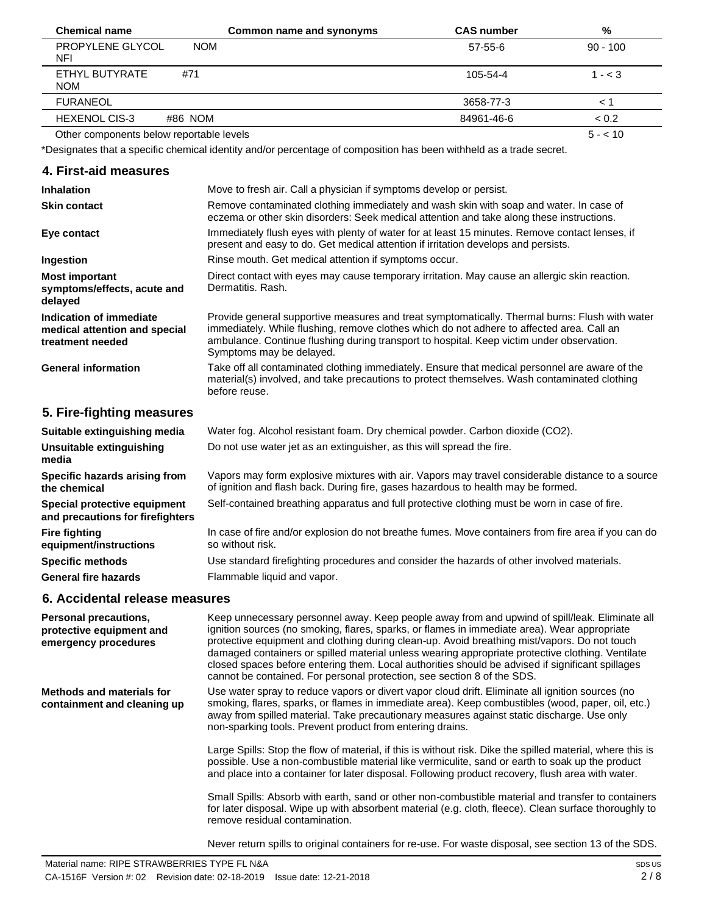| Chemical name | Common name and synonyms | CAS number | % |
|---|---|---|---|
| PROPYLENE GLYCOL NFI | NOM | 57-55-6 | 90 - 100 |
| ETHYL BUTYRATE NOM | #71 | 105-54-4 | 1 - < 3 |
| FURANEOL | | 3658-77-3 | < 1 |
| HEXENOL CIS-3 | #86 NOM | 84961-46-6 | < 0.2 |
| Other components below reportable levels | | | 5 - < 10 |

*Designates that a specific chemical identity and/or percentage of composition has been withheld as a trade secret.

## 4. First-aid measures

| | |
|---|---|
| **Inhalation** | Move to fresh air. Call a physician if symptoms develop or persist. |
| **Skin contact** | Remove contaminated clothing immediately and wash skin with soap and water. In case of eczema or other skin disorders: Seek medical attention and take along these instructions. |
| **Eye contact** | Immediately flush eyes with plenty of water for at least 15 minutes. Remove contact lenses, if present and easy to do. Get medical attention if irritation develops and persists. |
| **Ingestion** | Rinse mouth. Get medical attention if symptoms occur. |
| **Most important symptoms/effects, acute and delayed** | Direct contact with eyes may cause temporary irritation. May cause an allergic skin reaction. Dermatitis. Rash. |
| **Indication of immediate medical attention and special treatment needed** | Provide general supportive measures and treat symptomatically. Thermal burns: Flush with water immediately. While flushing, remove clothes which do not adhere to affected area. Call an ambulance. Continue flushing during transport to hospital. Keep victim under observation. Symptoms may be delayed. |
| **General information** | Take off all contaminated clothing immediately. Ensure that medical personnel are aware of the material(s) involved, and take precautions to protect themselves. Wash contaminated clothing before reuse. |

## 5. Fire-fighting measures

| | |
|---|---|
| **Suitable extinguishing media** | Water fog. Alcohol resistant foam. Dry chemical powder. Carbon dioxide ($CO_2$). |
| **Unsuitable extinguishing media** | Do not use water jet as an extinguisher, as this will spread the fire. |
| **Specific hazards arising from the chemical** | Vapors may form explosive mixtures with air. Vapors may travel considerable distance to a source of ignition and flash back. During fire, gases hazardous to health may be formed. |
| **Special protective equipment and precautions for firefighters** | Self-contained breathing apparatus and full protective clothing must be worn in case of fire. |
| **Fire fighting equipment/instructions** | In case of fire and/or explosion do not breathe fumes. Move containers from fire area if you can do so without risk. |
| **Specific methods** | Use standard firefighting procedures and consider the hazards of other involved materials. |
| **General fire hazards** | Flammable liquid and vapor. |

## 6. Accidental release measures

**Personal precautions, protective equipment and emergency procedures**

Keep unnecessary personnel away. Keep people away from and upwind of spill/leak. Eliminate all ignition sources (no smoking, flares, sparks, or flames in immediate area). Wear appropriate protective equipment and clothing during clean-up. Avoid breathing mist/vapors. Do not touch damaged containers or spilled material unless wearing appropriate protective clothing. Ventilate closed spaces before entering them. Local authorities should be advised if significant spillages cannot be contained. For personal protection, see section 8 of the SDS.

**Methods and materials for containment and cleaning up**

Use water spray to reduce vapors or divert vapor cloud drift. Eliminate all ignition sources (no smoking, flares, sparks, or flames in immediate area). Keep combustibles (wood, paper, oil, etc.) away from spilled material. Take precautionary measures against static discharge. Use only non-sparking tools. Prevent product from entering drains.

Large Spills: Stop the flow of material, if this is without risk. Dike the spilled material, where this is possible. Use a non-combustible material like vermiculite, sand or earth to soak up the product and place into a container for later disposal. Following product recovery, flush area with water.

Small Spills: Absorb with earth, sand or other non-combustible material and transfer to containers for later disposal. Wipe up with absorbent material (e.g. cloth, fleece). Clean surface thoroughly to remove residual contamination.

Never return spills to original containers for re-use. For waste disposal, see section 13 of the SDS.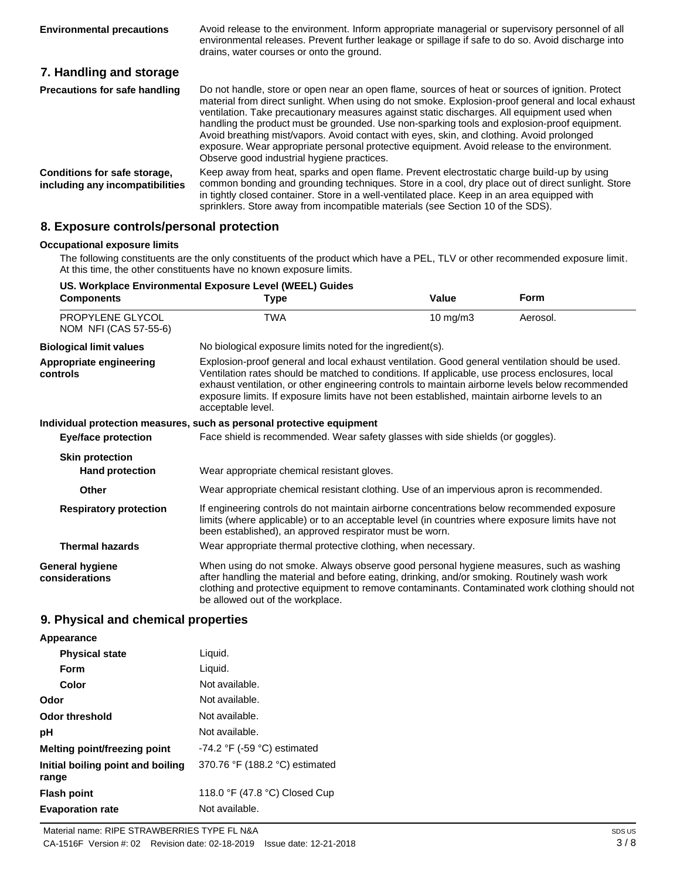**Environmental precautions** Avoid release to the environment. Inform appropriate managerial or supervisory personnel of all environmental releases. Prevent further leakage or spillage if safe to do so. Avoid discharge into drains, water courses or onto the ground.

## 7. Handling and storage

**Precautions for safe handling** Do not handle, store or open near an open flame, sources of heat or sources of ignition. Protect material from direct sunlight. When using do not smoke. Explosion-proof general and local exhaust ventilation. Take precautionary measures against static discharges. All equipment used when handling the product must be grounded. Use non-sparking tools and explosion-proof equipment. Avoid breathing mist/vapors. Avoid contact with eyes, skin, and clothing. Avoid prolonged exposure. Wear appropriate personal protective equipment. Avoid release to the environment. Observe good industrial hygiene practices.

**Conditions for safe storage, including any incompatibilities** Keep away from heat, sparks and open flame. Prevent electrostatic charge build-up by using common bonding and grounding techniques. Store in a cool, dry place out of direct sunlight. Store in tightly closed container. Store in a well-ventilated place. Keep in an area equipped with sprinklers. Store away from incompatible materials (see Section 10 of the SDS).

## 8. Exposure controls/personal protection

**Occupational exposure limits**

The following constituents are the only constituents of the product which have a PEL, TLV or other recommended exposure limit. At this time, the other constituents have no known exposure limits.

**US. Workplace Environmental Exposure Level (WEEL) Guides**

| Components | Type | Value | Form |
|---|---|---|---|
| PROPYLENE GLYCOL NOM NFI (CAS 57-55-6) | TWA | 10 mg/m3 | Aerosol. |

**Biological limit values** No biological exposure limits noted for the ingredient(s).

**Appropriate engineering controls** Explosion-proof general and local exhaust ventilation. Good general ventilation should be used. Ventilation rates should be matched to conditions. If applicable, use process enclosures, local exhaust ventilation, or other engineering controls to maintain airborne levels below recommended exposure limits. If exposure limits have not been established, maintain airborne levels to an acceptable level.

**Individual protection measures, such as personal protective equipment**

**Eye/face protection** Face shield is recommended. Wear safety glasses with side shields (or goggles).

**Skin protection**

**Hand protection** Wear appropriate chemical resistant gloves.

**Other** Wear appropriate chemical resistant clothing. Use of an impervious apron is recommended.

**Respiratory protection** If engineering controls do not maintain airborne concentrations below recommended exposure limits (where applicable) or to an acceptable level (in countries where exposure limits have not been established), an approved respirator must be worn.

**Thermal hazards** Wear appropriate thermal protective clothing, when necessary.

**General hygiene considerations** When using do not smoke. Always observe good personal hygiene measures, such as washing after handling the material and before eating, drinking, and/or smoking. Routinely wash work clothing and protective equipment to remove contaminants. Contaminated work clothing should not be allowed out of the workplace.

## 9. Physical and chemical properties

**Appearance**

| | |
|---|---|
| **Physical state** | Liquid. |
| **Form** | Liquid. |
| **Color** | Not available. |
| **Odor** | Not available. |
| **Odor threshold** | Not available. |
| **pH** | Not available. |
| **Melting point/freezing point** | -74.2 °F (-59 °C) estimated |
| **Initial boiling point and boiling range** | 370.76 °F (188.2 °C) estimated |
| **Flash point** | 118.0 °F (47.8 °C) Closed Cup |
| **Evaporation rate** | Not available. |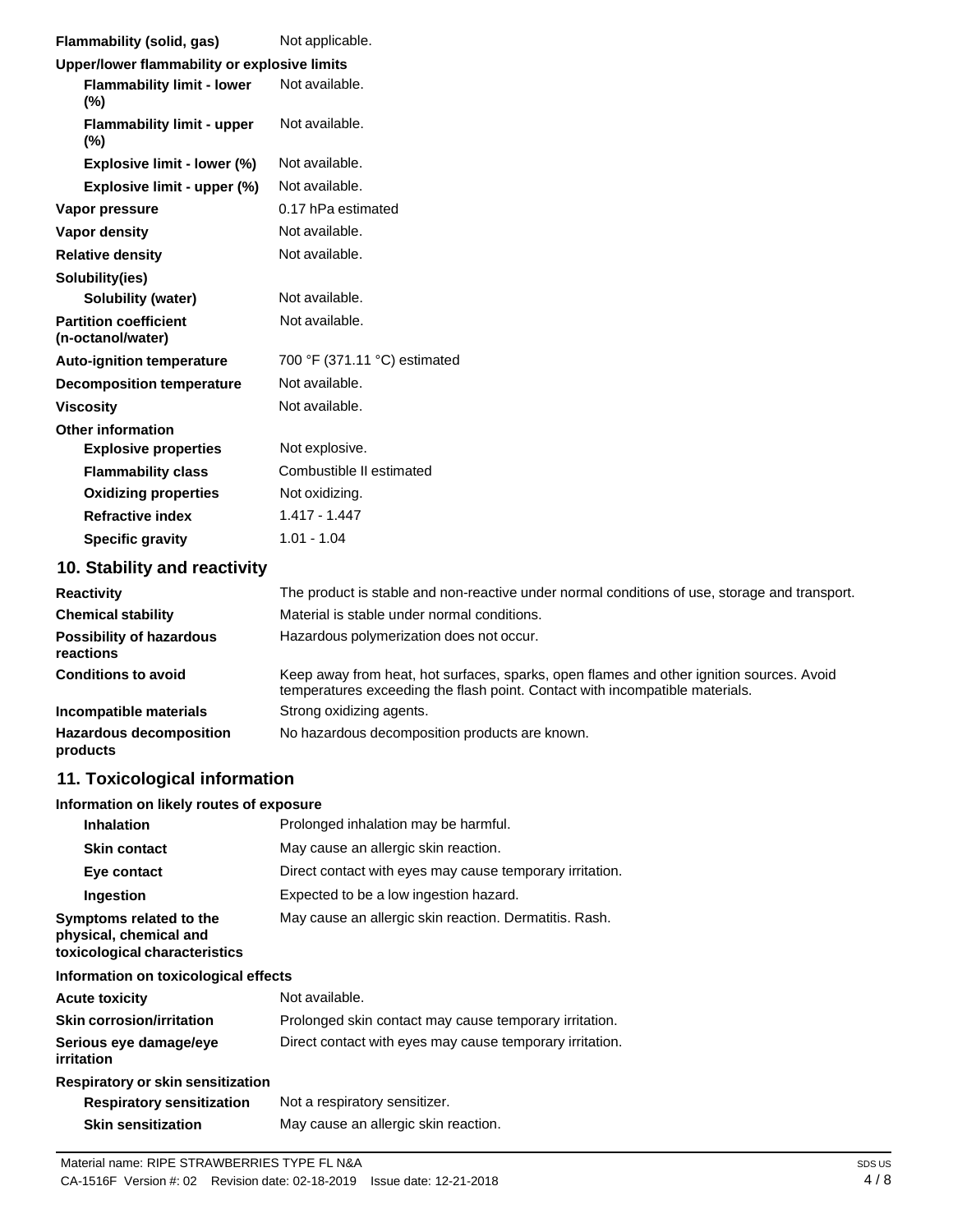| | |
|---|---|
| **Flammability (solid, gas)** | Not applicable. |
| **Upper/lower flammability or explosive limits** | |
| **Flammability limit - lower (%)** | Not available. |
| **Flammability limit - upper (%)** | Not available. |
| **Explosive limit - lower (%)** | Not available. |
| **Explosive limit - upper (%)** | Not available. |
| **Vapor pressure** | 0.17 hPa estimated |
| **Vapor density** | Not available. |
| **Relative density** | Not available. |
| **Solubility(ies)** | |
| **Solubility (water)** | Not available. |
| **Partition coefficient (n-octanol/water)** | Not available. |
| **Auto-ignition temperature** | 700 °F (371.11 °C) estimated |
| **Decomposition temperature** | Not available. |
| **Viscosity** | Not available. |
| **Other information** | |
| **Explosive properties** | Not explosive. |
| **Flammability class** | Combustible II estimated |
| **Oxidizing properties** | Not oxidizing. |
| **Refractive index** | 1.417 - 1.447 |
| **Specific gravity** | 1.01 - 1.04 |

## 10. Stability and reactivity

| | |
|---|---|
| **Reactivity** | The product is stable and non-reactive under normal conditions of use, storage and transport. |
| **Chemical stability** | Material is stable under normal conditions. |
| **Possibility of hazardous reactions** | Hazardous polymerization does not occur. |
| **Conditions to avoid** | Keep away from heat, hot surfaces, sparks, open flames and other ignition sources. Avoid temperatures exceeding the flash point. Contact with incompatible materials. |
| **Incompatible materials** | Strong oxidizing agents. |
| **Hazardous decomposition products** | No hazardous decomposition products are known. |

## 11. Toxicological information

| | |
|---|---|
| **Information on likely routes of exposure** | |
| **Inhalation** | Prolonged inhalation may be harmful. |
| **Skin contact** | May cause an allergic skin reaction. |
| **Eye contact** | Direct contact with eyes may cause temporary irritation. |
| **Ingestion** | Expected to be a low ingestion hazard. |
| **Symptoms related to the physical, chemical and toxicological characteristics** | May cause an allergic skin reaction. Dermatitis. Rash. |
| **Information on toxicological effects** | |
| **Acute toxicity** | Not available. |
| **Skin corrosion/irritation** | Prolonged skin contact may cause temporary irritation. |
| **Serious eye damage/eye irritation** | Direct contact with eyes may cause temporary irritation. |
| **Respiratory or skin sensitization** | |
| **Respiratory sensitization** | Not a respiratory sensitizer. |
| **Skin sensitization** | May cause an allergic skin reaction. |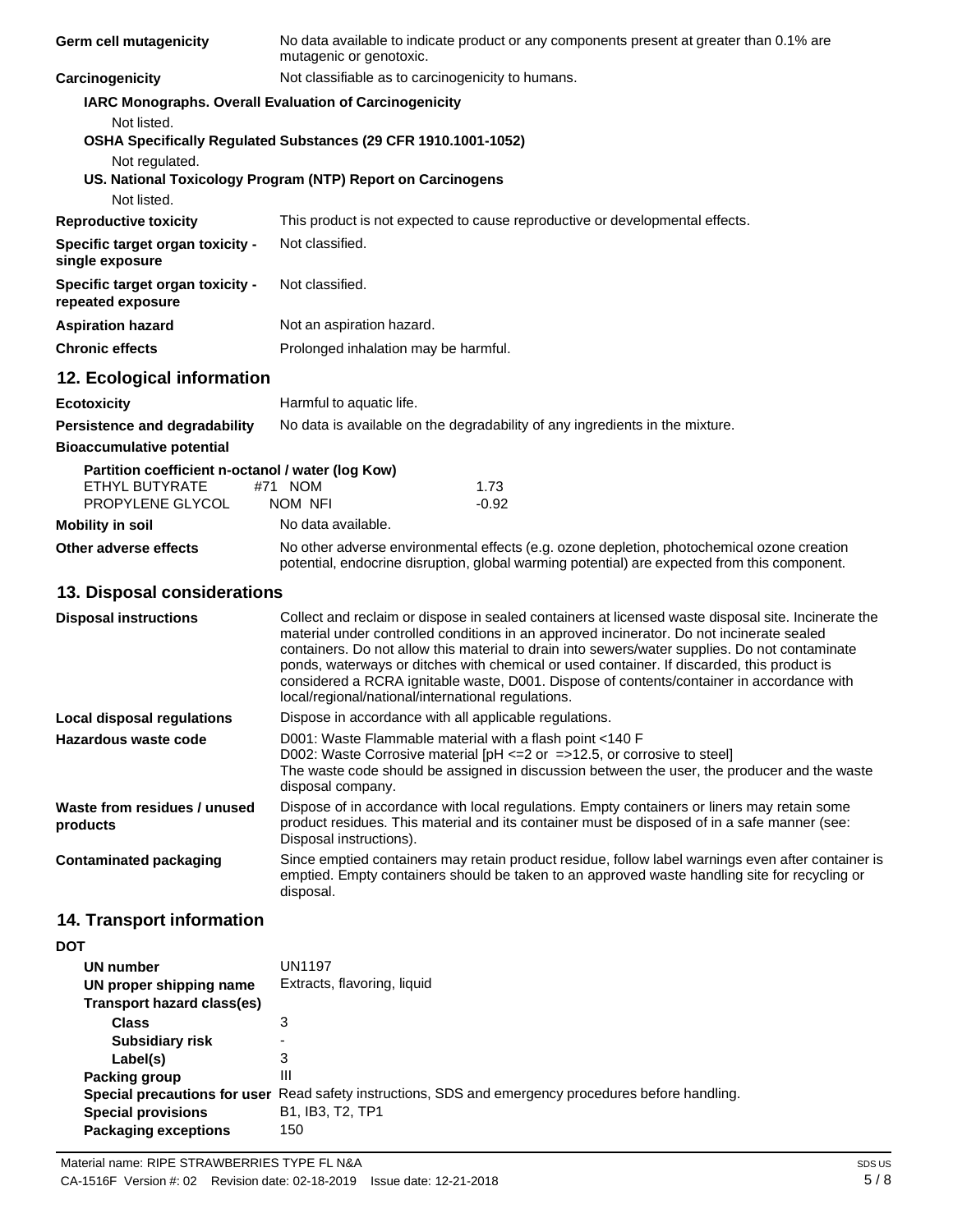| | |
|---|---|
| **Germ cell mutagenicity** | No data available to indicate product or any components present at greater than 0.1% are mutagenic or genotoxic. |
| **Carcinogenicity** | Not classifiable as to carcinogenicity to humans. |

**IARC Monographs. Overall Evaluation of Carcinogenicity**

Not listed.

**OSHA Specifically Regulated Substances (29 CFR 1910.1001-1052)**

Not regulated.

**US. National Toxicology Program (NTP) Report on Carcinogens**

Not listed.

| | |
|---|---|
| **Reproductive toxicity** | This product is not expected to cause reproductive or developmental effects. |
| **Specific target organ toxicity - single exposure** | Not classified. |
| **Specific target organ toxicity - repeated exposure** | Not classified. |
| **Aspiration hazard** | Not an aspiration hazard. |
| **Chronic effects** | Prolonged inhalation may be harmful. |

## 12. Ecological information

| | |
|---|---|
| **Ecotoxicity** | Harmful to aquatic life. |
| **Persistence and degradability** | No data is available on the degradability of any ingredients in the mixture. |
| **Bioaccumulative potential** | |

**Partition coefficient n-octanol / water (log Kow)**

| | | |
|---|---|---|
| ETHYL BUTYRATE | #71 NOM | 1.73 |
| PROPYLENE GLYCOL | NOM NFI | -0.92 |

| | |
|---|---|
| **Mobility in soil** | No data available. |
| **Other adverse effects** | No other adverse environmental effects (e.g. ozone depletion, photochemical ozone creation potential, endocrine disruption, global warming potential) are expected from this component. |

## 13. Disposal considerations

| | |
|---|---|
| **Disposal instructions** | Collect and reclaim or dispose in sealed containers at licensed waste disposal site. Incinerate the material under controlled conditions in an approved incinerator. Do not incinerate sealed containers. Do not allow this material to drain into sewers/water supplies. Do not contaminate ponds, waterways or ditches with chemical or used container. If discarded, this product is considered a RCRA ignitable waste, D001. Dispose of contents/container in accordance with local/regional/national/international regulations. |
| **Local disposal regulations** | Dispose in accordance with all applicable regulations. |
| **Hazardous waste code** | D001: Waste Flammable material with a flash point <140 F<br>D002: Waste Corrosive material [pH <=2 or =>12.5, or corrosive to steel]<br>The waste code should be assigned in discussion between the user, the producer and the waste disposal company. |
| **Waste from residues / unused products** | Dispose of in accordance with local regulations. Empty containers or liners may retain some product residues. This material and its container must be disposed of in a safe manner (see: Disposal instructions). |
| **Contaminated packaging** | Since emptied containers may retain product residue, follow label warnings even after container is emptied. Empty containers should be taken to an approved waste handling site for recycling or disposal. |

## 14. Transport information

**DOT**

| | |
|---|---|
| **UN number** | UN1197 |
| **UN proper shipping name** | Extracts, flavoring, liquid |
| **Transport hazard class(es)** | |
| **Class** | 3 |
| **Subsidiary risk** | - |
| **Label(s)** | 3 |
| **Packing group** | III |
| **Special precautions for user** | Read safety instructions, SDS and emergency procedures before handling. |
| **Special provisions** | B1, IB3, T2, TP1 |
| **Packaging exceptions** | 150 |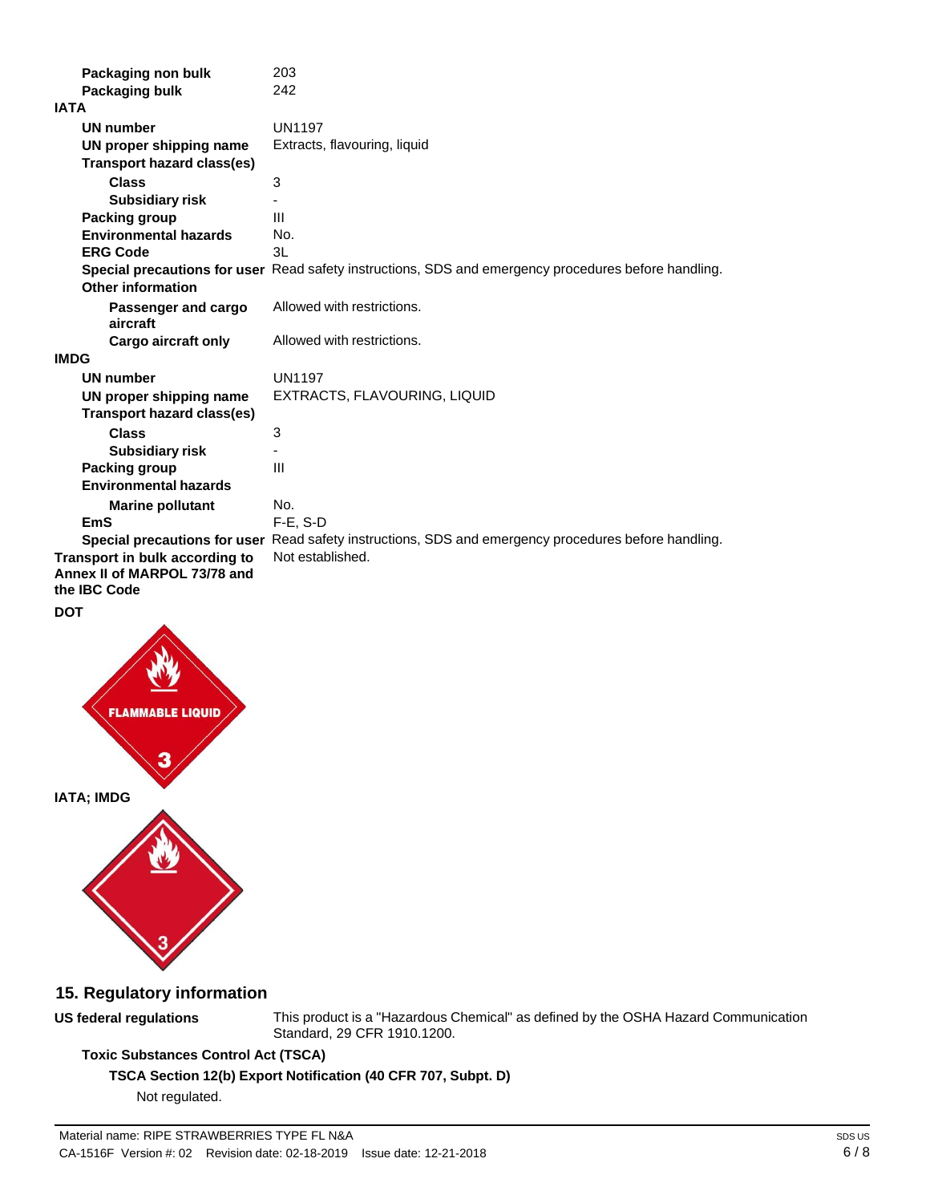| | |
|---|---|
| **Packaging non bulk** | 203 |
| **Packaging bulk** | 242 |

**IATA**

| | |
|---|---|
| **UN number** | UN1197 |
| **UN proper shipping name** | Extracts, flavouring, liquid |
| **Transport hazard class(es)** | |
| **Class** | 3 |
| **Subsidiary risk** | - |
| **Packing group** | III |
| **Environmental hazards** | No. |
| **ERG Code** | 3L |
| **Special precautions for user** | Read safety instructions, SDS and emergency procedures before handling. |
| **Other information** | |
| **Passenger and cargo aircraft** | Allowed with restrictions. |
| **Cargo aircraft only** | Allowed with restrictions. |

**IMDG**

| | |
|---|---|
| **UN number** | UN1197 |
| **UN proper shipping name** | EXTRACTS, FLAVOURING, LIQUID |
| **Transport hazard class(es)** | |
| **Class** | 3 |
| **Subsidiary risk** | - |
| **Packing group** | III |
| **Environmental hazards** | |
| **Marine pollutant** | No. |
| **EmS** | F-E, S-D |
| **Special precautions for user** | Read safety instructions, SDS and emergency procedures before handling. |

**Transport in bulk according to Annex II of MARPOL 73/78 and the IBC Code** Not established.

**DOT**

FLAMMABLE LIQUID 3

**IATA; IMDG**

3

## 15. Regulatory information

**US federal regulations** This product is a "Hazardous Chemical" as defined by the OSHA Hazard Communication Standard, 29 CFR 1910.1200.

**Toxic Substances Control Act (TSCA)**

**TSCA Section 12(b) Export Notification (40 CFR 707, Subpt. D)**

Not regulated.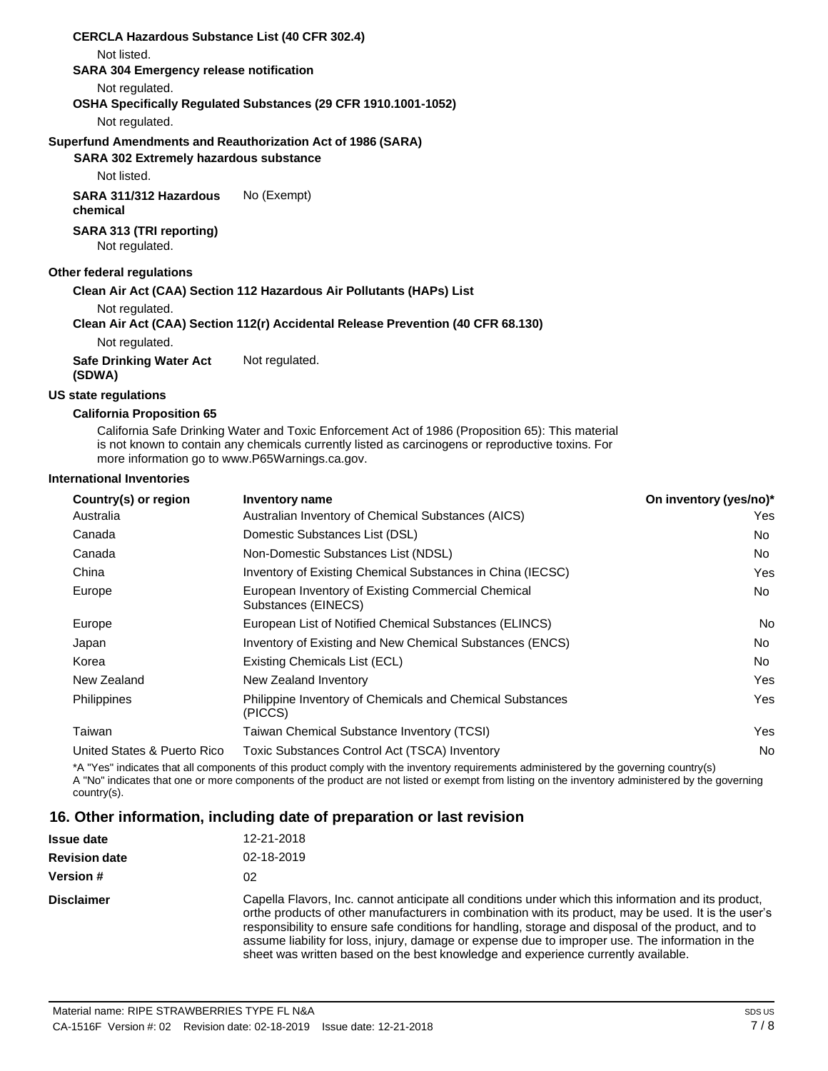**CERCLA Hazardous Substance List (40 CFR 302.4)**

Not listed.

**SARA 304 Emergency release notification**

Not regulated.

**OSHA Specifically Regulated Substances (29 CFR 1910.1001-1052)**

Not regulated.

**Superfund Amendments and Reauthorization Act of 1986 (SARA)**

**SARA 302 Extremely hazardous substance**

Not listed.

**SARA 311/312 Hazardous chemical** No (Exempt)

**SARA 313 (TRI reporting)**

Not regulated.

**Other federal regulations**

**Clean Air Act (CAA) Section 112 Hazardous Air Pollutants (HAPs) List**

Not regulated.

**Clean Air Act (CAA) Section 112(r) Accidental Release Prevention (40 CFR 68.130)**

Not regulated.

**Safe Drinking Water Act (SDWA)** Not regulated.

**US state regulations**

**California Proposition 65**

California Safe Drinking Water and Toxic Enforcement Act of 1986 (Proposition 65): This material is not known to contain any chemicals currently listed as carcinogens or reproductive toxins. For more information go to www.P65Warnings.ca.gov.

**International Inventories**

| Country(s) or region | Inventory name | On inventory (yes/no)* |
|---|---|---|
| Australia | Australian Inventory of Chemical Substances (AICS) | Yes |
| Canada | Domestic Substances List (DSL) | No |
| Canada | Non-Domestic Substances List (NDSL) | No |
| China | Inventory of Existing Chemical Substances in China (IECSC) | Yes |
| Europe | European Inventory of Existing Commercial Chemical Substances (EINECS) | No |
| Europe | European List of Notified Chemical Substances (ELINCS) | No |
| Japan | Inventory of Existing and New Chemical Substances (ENCS) | No |
| Korea | Existing Chemicals List (ECL) | No |
| New Zealand | New Zealand Inventory | Yes |
| Philippines | Philippine Inventory of Chemicals and Chemical Substances (PICCS) | Yes |
| Taiwan | Taiwan Chemical Substance Inventory (TCSI) | Yes |
| United States & Puerto Rico | Toxic Substances Control Act (TSCA) Inventory | No |

*A "Yes" indicates that all components of this product comply with the inventory requirements administered by the governing country(s)
A "No" indicates that one or more components of the product are not listed or exempt from listing on the inventory administered by the governing country(s).

## 16. Other information, including date of preparation or last revision

**Issue date** 12-21-2018

**Revision date** 02-18-2019

**Version #** 02

**Disclaimer** Capella Flavors, Inc. cannot anticipate all conditions under which this information and its product, orthe products of other manufacturers in combination with its product, may be used. It is the user's responsibility to ensure safe conditions for handling, storage and disposal of the product, and to assume liability for loss, injury, damage or expense due to improper use. The information in the sheet was written based on the best knowledge and experience currently available.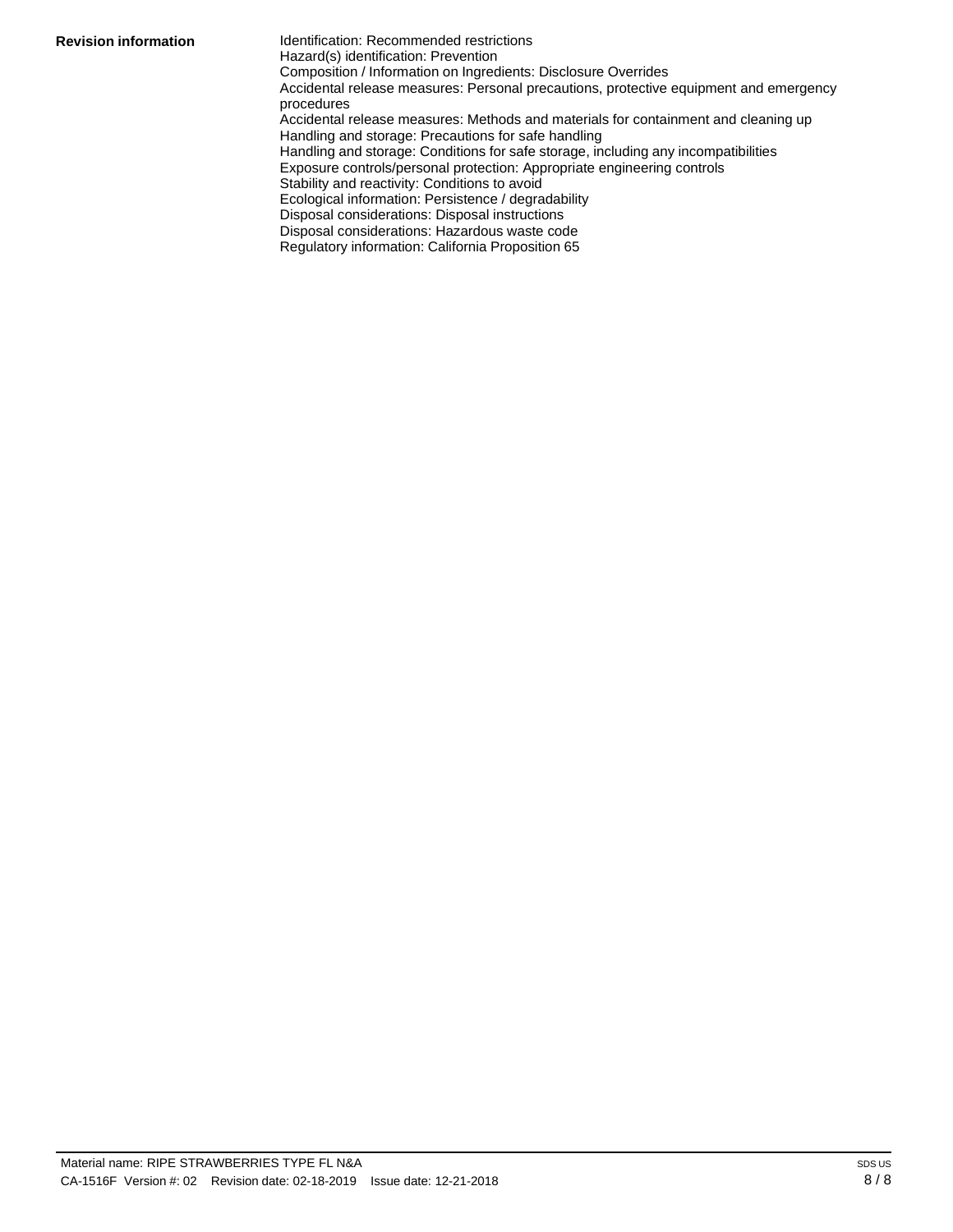**Revision information**

Identification: Recommended restrictions
Hazard(s) identification: Prevention
Composition / Information on Ingredients: Disclosure Overrides
Accidental release measures: Personal precautions, protective equipment and emergency procedures
Accidental release measures: Methods and materials for containment and cleaning up
Handling and storage: Precautions for safe handling
Handling and storage: Conditions for safe storage, including any incompatibilities
Exposure controls/personal protection: Appropriate engineering controls
Stability and reactivity: Conditions to avoid
Ecological information: Persistence / degradability
Disposal considerations: Disposal instructions
Disposal considerations: Hazardous waste code
Regulatory information: California Proposition 65